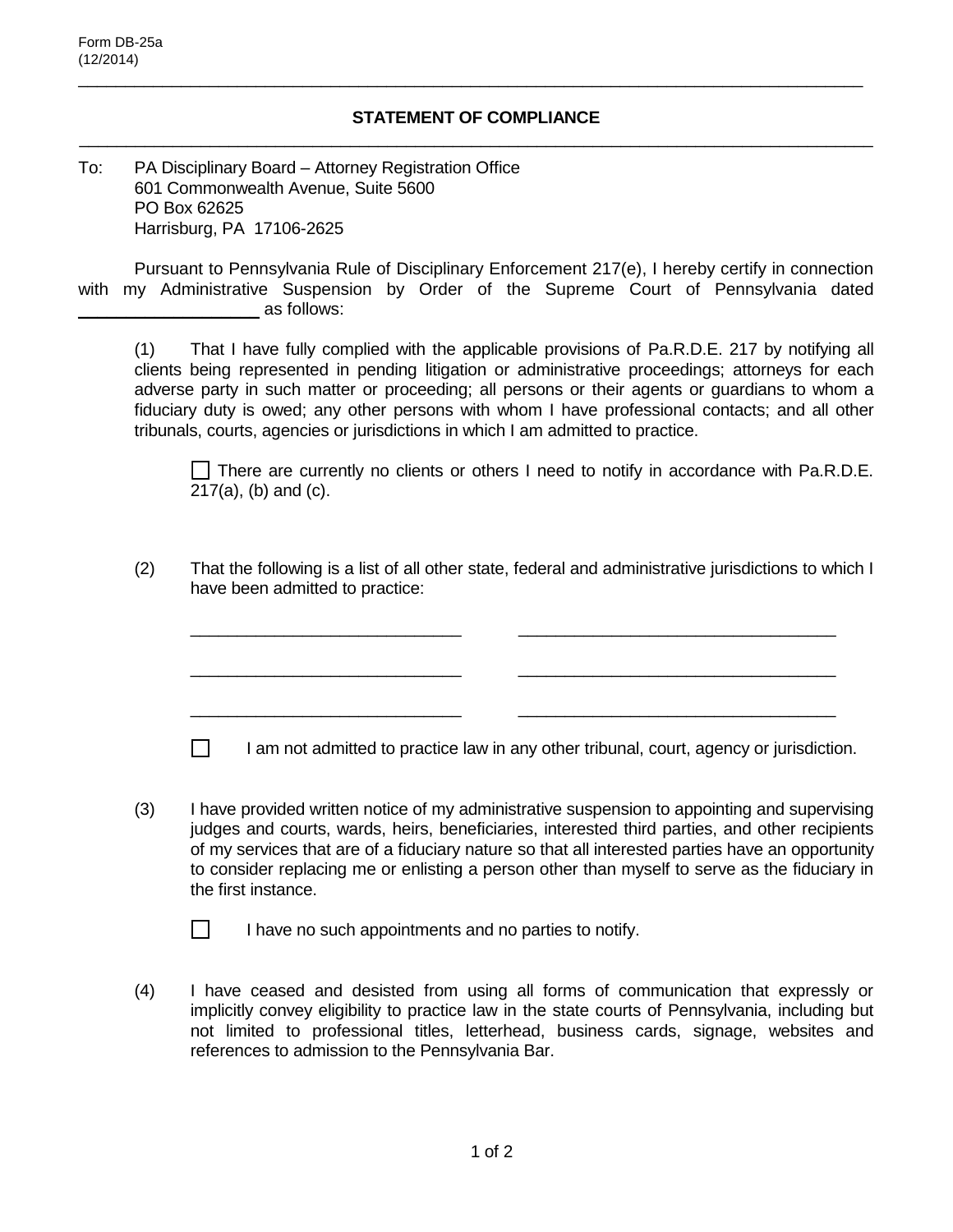Form DB-25a
(12/2014)

---

## STATEMENT OF COMPLIANCE

---

To: PA Disciplinary Board – Attorney Registration Office
601 Commonwealth Avenue, Suite 5600
PO Box 62625
Harrisburg, PA 17106-2625

Pursuant to Pennsylvania Rule of Disciplinary Enforcement 217(e), I hereby certify in connection with my Administrative Suspension by Order of the Supreme Court of Pennsylvania dated ____________________ as follows:

(1) That I have fully complied with the applicable provisions of Pa.R.D.E. 217 by notifying all clients being represented in pending litigation or administrative proceedings; attorneys for each adverse party in such matter or proceeding; all persons or their agents or guardians to whom a fiduciary duty is owed; any other persons with whom I have professional contacts; and all other tribunals, courts, agencies or jurisdictions in which I am admitted to practice.

☐ There are currently no clients or others I need to notify in accordance with Pa.R.D.E. 217(a), (b) and (c).

(2) That the following is a list of all other state, federal and administrative jurisdictions to which I have been admitted to practice:

_____________________________ _________________________________

_____________________________ _________________________________

_____________________________ _________________________________

☐ I am not admitted to practice law in any other tribunal, court, agency or jurisdiction.

(3) I have provided written notice of my administrative suspension to appointing and supervising judges and courts, wards, heirs, beneficiaries, interested third parties, and other recipients of my services that are of a fiduciary nature so that all interested parties have an opportunity to consider replacing me or enlisting a person other than myself to serve as the fiduciary in the first instance.

☐ I have no such appointments and no parties to notify.

(4) I have ceased and desisted from using all forms of communication that expressly or implicitly convey eligibility to practice law in the state courts of Pennsylvania, including but not limited to professional titles, letterhead, business cards, signage, websites and references to admission to the Pennsylvania Bar.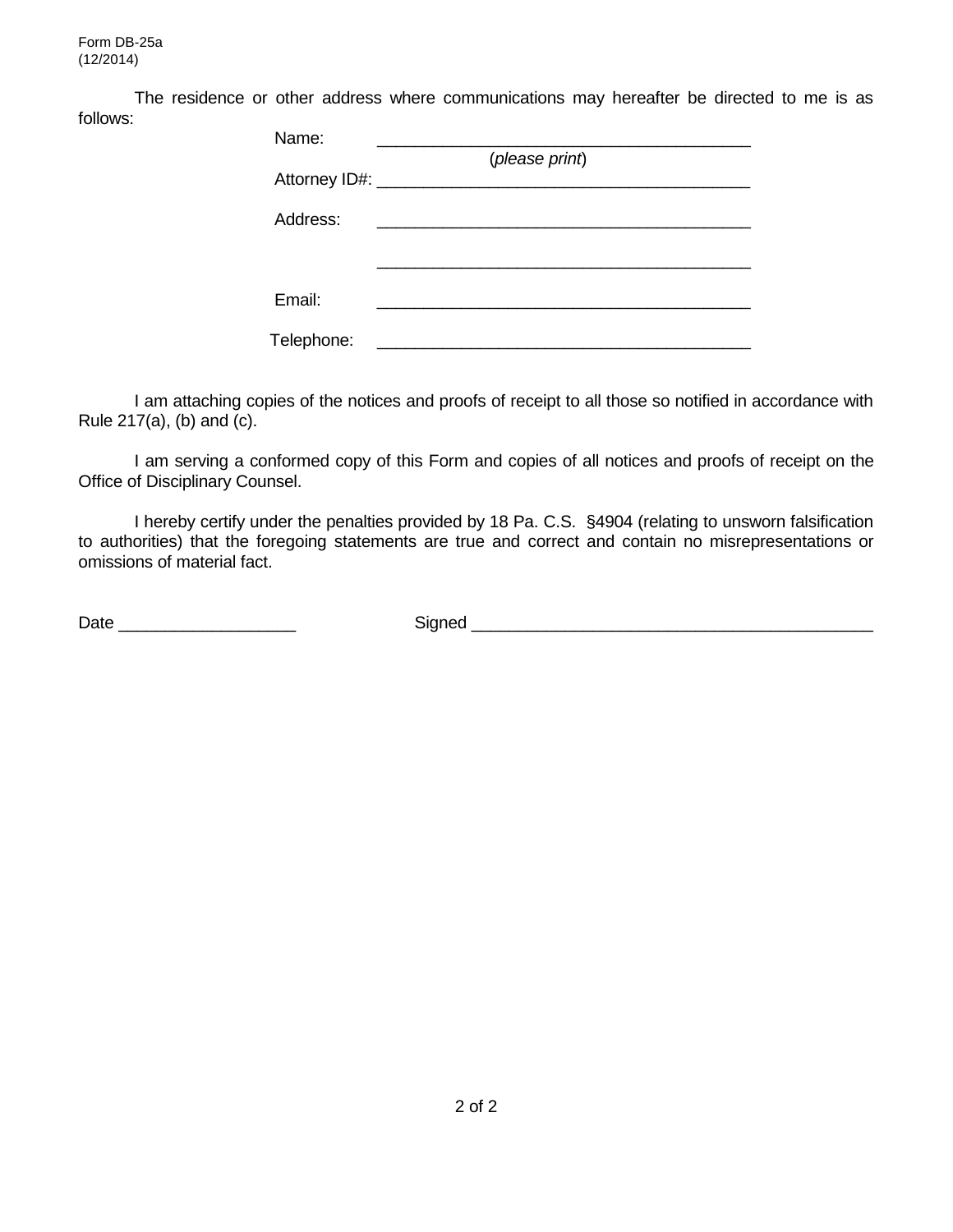Form DB-25a
(12/2014)

The residence or other address where communications may hereafter be directed to me is as follows:

Name: \_\_\_\_\_\_\_\_\_\_\_\_\_\_\_\_\_\_\_\_\_\_\_\_\_\_\_\_\_\_\_\_\_\_\_\_\_\_\_\_
(*please print*)

Attorney ID#: \_\_\_\_\_\_\_\_\_\_\_\_\_\_\_\_\_\_\_\_\_\_\_\_\_\_\_\_\_\_\_\_\_\_\_\_\_\_\_\_

Address: \_\_\_\_\_\_\_\_\_\_\_\_\_\_\_\_\_\_\_\_\_\_\_\_\_\_\_\_\_\_\_\_\_\_\_\_\_\_\_\_

\_\_\_\_\_\_\_\_\_\_\_\_\_\_\_\_\_\_\_\_\_\_\_\_\_\_\_\_\_\_\_\_\_\_\_\_\_\_\_\_

Email: \_\_\_\_\_\_\_\_\_\_\_\_\_\_\_\_\_\_\_\_\_\_\_\_\_\_\_\_\_\_\_\_\_\_\_\_\_\_\_\_

Telephone: \_\_\_\_\_\_\_\_\_\_\_\_\_\_\_\_\_\_\_\_\_\_\_\_\_\_\_\_\_\_\_\_\_\_\_\_\_\_\_\_

I am attaching copies of the notices and proofs of receipt to all those so notified in accordance with Rule 217(a), (b) and (c).

I am serving a conformed copy of this Form and copies of all notices and proofs of receipt on the Office of Disciplinary Counsel.

I hereby certify under the penalties provided by 18 Pa. C.S. §4904 (relating to unsworn falsification to authorities) that the foregoing statements are true and correct and contain no misrepresentations or omissions of material fact.

Date \_\_\_\_\_\_\_\_\_\_\_\_\_\_\_\_\_\_\_ Signed \_\_\_\_\_\_\_\_\_\_\_\_\_\_\_\_\_\_\_\_\_\_\_\_\_\_\_\_\_\_\_\_\_\_\_\_\_\_\_\_\_\_\_